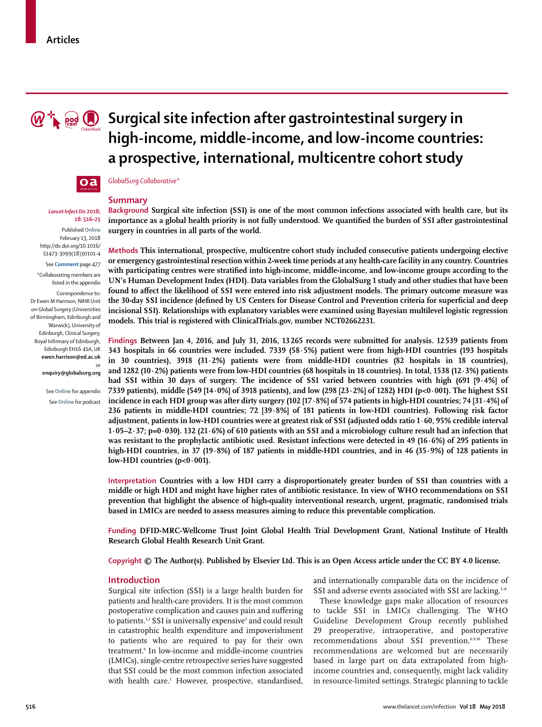Articles

# Surgical site infection after gastrointestinal surgery in high-income, middle-income, and low-income countries: a prospective, international, multicentre cohort study

*GlobalSurg Collaborative\**

*Lancet Infect Dis* 2018; 18: 516–25

Published Online February 13, 2018 http://dx.doi.org/10.1016/S1473-3099(18)30101-4

See Comment page 477

\*Collaborating members are listed in the appendix

Correspondence to: Dr Ewen M Harrison, NIHR Unit on Global Surgery (Universities of Birmingham, Edinburgh and Warwick), University of Edinburgh, Clinical Surgery, Royal Infirmary of Edinburgh, Edinburgh EH16 4SA, UK **ewen.harrison@ed.ac.uk** or **enquiry@globalsurg.org**

See Online for appendix

See Online for podcast

## Summary

**Background** Surgical site infection (SSI) is one of the most common infections associated with health care, but its importance as a global health priority is not fully understood. We quantified the burden of SSI after gastrointestinal surgery in countries in all parts of the world.

**Methods** This international, prospective, multicentre cohort study included consecutive patients undergoing elective or emergency gastrointestinal resection within 2-week time periods at any health-care facility in any country. Countries with participating centres were stratified into high-income, middle-income, and low-income groups according to the UN's Human Development Index (HDI). Data variables from the GlobalSurg 1 study and other studies that have been found to affect the likelihood of SSI were entered into risk adjustment models. The primary outcome measure was the 30-day SSI incidence (defined by US Centers for Disease Control and Prevention criteria for superficial and deep incisional SSI). Relationships with explanatory variables were examined using Bayesian multilevel logistic regression models. This trial is registered with ClinicalTrials.gov, number NCT02662231.

**Findings** Between Jan 4, 2016, and July 31, 2016, 13 265 records were submitted for analysis. 12 539 patients from 343 hospitals in 66 countries were included. 7339 (58·5%) patient were from high-HDI countries (193 hospitals in 30 countries), 3918 (31·2%) patients were from middle-HDI countries (82 hospitals in 18 countries), and 1282 (10·2%) patients were from low-HDI countries (68 hospitals in 18 countries). In total, 1538 (12·3%) patients had SSI within 30 days of surgery. The incidence of SSI varied between countries with high (691 [9·4%] of 7339 patients), middle (549 [14·0%] of 3918 patients), and low (298 [23·2%] of 1282) HDI ($p<0·001$). The highest SSI incidence in each HDI group was after dirty surgery (102 [17·8%] of 574 patients in high-HDI countries; 74 [31·4%] of 236 patients in middle-HDI countries; 72 [39·8%] of 181 patients in low-HDI countries). Following risk factor adjustment, patients in low-HDI countries were at greatest risk of SSI (adjusted odds ratio 1·60, 95% credible interval 1·05–2·37; $p=0·030$). 132 (21·6%) of 610 patients with an SSI and a microbiology culture result had an infection that was resistant to the prophylactic antibiotic used. Resistant infections were detected in 49 (16·6%) of 295 patients in high-HDI countries, in 37 (19·8%) of 187 patients in middle-HDI countries, and in 46 (35·9%) of 128 patients in low-HDI countries ($p<0·001$).

**Interpretation** Countries with a low HDI carry a disproportionately greater burden of SSI than countries with a middle or high HDI and might have higher rates of antibiotic resistance. In view of WHO recommendations on SSI prevention that highlight the absence of high-quality interventional research, urgent, pragmatic, randomised trials based in LMICs are needed to assess measures aiming to reduce this preventable complication.

**Funding** DFID-MRC-Wellcome Trust Joint Global Health Trial Development Grant, National Institute of Health Research Global Health Research Unit Grant.

**Copyright** © The Author(s). Published by Elsevier Ltd. This is an Open Access article under the CC BY 4.0 license.

## Introduction

Surgical site infection (SSI) is a large health burden for patients and health-care providers. It is the most common postoperative complication and causes pain and suffering to patients.[1,2] SSI is universally expensive[3] and could result in catastrophic health expenditure and impoverishment to patients who are required to pay for their own treatment.[4] In low-income and middle-income countries (LMICs), single-centre retrospective series have suggested that SSI could be the most common infection associated with health care.[1] However, prospective, standardised, and internationally comparable data on the incidence of SSI and adverse events associated with SSI are lacking.[5–8]

These knowledge gaps make allocation of resources to tackle SSI in LMICs challenging. The WHO Guideline Development Group recently published 29 preoperative, intraoperative, and postoperative recommendations about SSI prevention.[6,9,10] These recommendations are welcomed but are necessarily based in large part on data extrapolated from high-income countries and, consequently, might lack validity in resource-limited settings. Strategic planning to tackle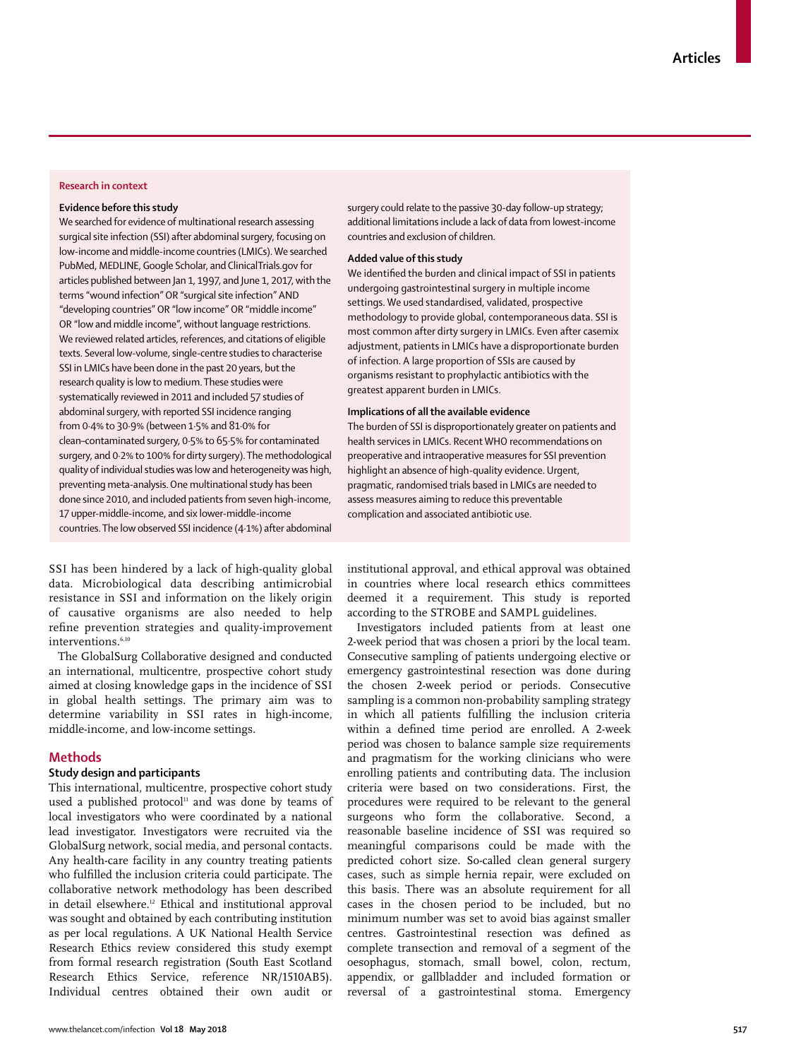## Research in context

### Evidence before this study

We searched for evidence of multinational research assessing surgical site infection (SSI) after abdominal surgery, focusing on low-income and middle-income countries (LMICs). We searched PubMed, MEDLINE, Google Scholar, and ClinicalTrials.gov for articles published between Jan 1, 1997, and June 1, 2017, with the terms "wound infection" OR "surgical site infection" AND "developing countries" OR "low income" OR "middle income" OR "low and middle income", without language restrictions. We reviewed related articles, references, and citations of eligible texts. Several low-volume, single-centre studies to characterise SSI in LMICs have been done in the past 20 years, but the research quality is low to medium. These studies were systematically reviewed in 2011 and included 57 studies of abdominal surgery, with reported SSI incidence ranging from 0·4% to 30·9% (between 1·5% and 81·0% for clean–contaminated surgery, 0·5% to 65·5% for contaminated surgery, and 0·2% to 100% for dirty surgery). The methodological quality of individual studies was low and heterogeneity was high, preventing meta-analysis. One multinational study has been done since 2010, and included patients from seven high-income, 17 upper-middle-income, and six lower-middle-income countries. The low observed SSI incidence (4·1%) after abdominal surgery could relate to the passive 30-day follow-up strategy; additional limitations include a lack of data from lowest-income countries and exclusion of children.

### Added value of this study

We identified the burden and clinical impact of SSI in patients undergoing gastrointestinal surgery in multiple income settings. We used standardised, validated, prospective methodology to provide global, contemporaneous data. SSI is most common after dirty surgery in LMICs. Even after casemix adjustment, patients in LMICs have a disproportionate burden of infection. A large proportion of SSIs are caused by organisms resistant to prophylactic antibiotics with the greatest apparent burden in LMICs.

### Implications of all the available evidence

The burden of SSI is disproportionately greater on patients and health services in LMICs. Recent WHO recommendations on preoperative and intraoperative measures for SSI prevention highlight an absence of high-quality evidence. Urgent, pragmatic, randomised trials based in LMICs are needed to assess measures aiming to reduce this preventable complication and associated antibiotic use.

SSI has been hindered by a lack of high-quality global data. Microbiological data describing antimicrobial resistance in SSI and information on the likely origin of causative organisms are also needed to help refine prevention strategies and quality-improvement interventions.[6,10]

The GlobalSurg Collaborative designed and conducted an international, multicentre, prospective cohort study aimed at closing knowledge gaps in the incidence of SSI in global health settings. The primary aim was to determine variability in SSI rates in high-income, middle-income, and low-income settings.

## Methods

### Study design and participants

This international, multicentre, prospective cohort study used a published protocol[11] and was done by teams of local investigators who were coordinated by a national lead investigator. Investigators were recruited via the GlobalSurg network, social media, and personal contacts. Any health-care facility in any country treating patients who fulfilled the inclusion criteria could participate. The collaborative network methodology has been described in detail elsewhere.[12] Ethical and institutional approval was sought and obtained by each contributing institution as per local regulations. A UK National Health Service Research Ethics review considered this study exempt from formal research registration (South East Scotland Research Ethics Service, reference NR/1510AB5). Individual centres obtained their own audit or institutional approval, and ethical approval was obtained in countries where local research ethics committees deemed it a requirement. This study is reported according to the STROBE and SAMPL guidelines.

Investigators included patients from at least one 2-week period that was chosen a priori by the local team. Consecutive sampling of patients undergoing elective or emergency gastrointestinal resection was done during the chosen 2-week period or periods. Consecutive sampling is a common non-probability sampling strategy in which all patients fulfilling the inclusion criteria within a defined time period are enrolled. A 2-week period was chosen to balance sample size requirements and pragmatism for the working clinicians who were enrolling patients and contributing data. The inclusion criteria were based on two considerations. First, the procedures were required to be relevant to the general surgeons who form the collaborative. Second, a reasonable baseline incidence of SSI was required so meaningful comparisons could be made with the predicted cohort size. So-called clean general surgery cases, such as simple hernia repair, were excluded on this basis. There was an absolute requirement for all cases in the chosen period to be included, but no minimum number was set to avoid bias against smaller centres. Gastrointestinal resection was defined as complete transection and removal of a segment of the oesophagus, stomach, small bowel, colon, rectum, appendix, or gallbladder and included formation or reversal of a gastrointestinal stoma. Emergency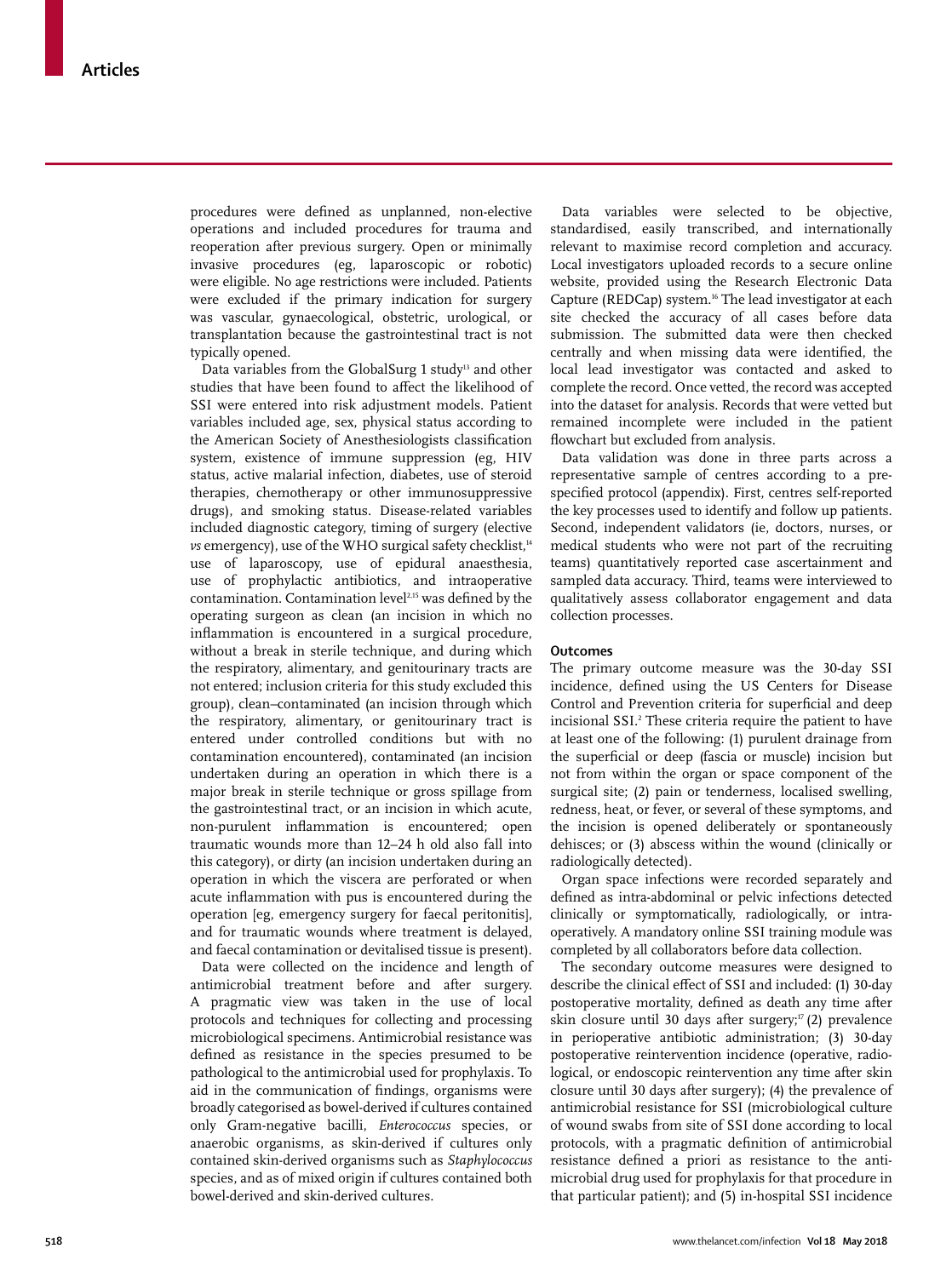procedures were defined as unplanned, non-elective operations and included procedures for trauma and reoperation after previous surgery. Open or minimally invasive procedures (eg, laparoscopic or robotic) were eligible. No age restrictions were included. Patients were excluded if the primary indication for surgery was vascular, gynaecological, obstetric, urological, or transplantation because the gastrointestinal tract is not typically opened.

Data variables from the GlobalSurg 1 study[13] and other studies that have been found to affect the likelihood of SSI were entered into risk adjustment models. Patient variables included age, sex, physical status according to the American Society of Anesthesiologists classification system, existence of immune suppression (eg, HIV status, active malarial infection, diabetes, use of steroid therapies, chemotherapy or other immunosuppressive drugs), and smoking status. Disease-related variables included diagnostic category, timing of surgery (elective *vs* emergency), use of the WHO surgical safety checklist,[14] use of laparoscopy, use of epidural anaesthesia, use of prophylactic antibiotics, and intraoperative contamination. Contamination level[2,15] was defined by the operating surgeon as clean (an incision in which no inflammation is encountered in a surgical procedure, without a break in sterile technique, and during which the respiratory, alimentary, and genitourinary tracts are not entered; inclusion criteria for this study excluded this group), clean–contaminated (an incision through which the respiratory, alimentary, or genitourinary tract is entered under controlled conditions but with no contamination encountered), contaminated (an incision undertaken during an operation in which there is a major break in sterile technique or gross spillage from the gastrointestinal tract, or an incision in which acute, non-purulent inflammation is encountered; open traumatic wounds more than 12–24 h old also fall into this category), or dirty (an incision undertaken during an operation in which the viscera are perforated or when acute inflammation with pus is encountered during the operation [eg, emergency surgery for faecal peritonitis], and for traumatic wounds where treatment is delayed, and faecal contamination or devitalised tissue is present).

Data were collected on the incidence and length of antimicrobial treatment before and after surgery. A pragmatic view was taken in the use of local protocols and techniques for collecting and processing microbiological specimens. Antimicrobial resistance was defined as resistance in the species presumed to be pathological to the antimicrobial used for prophylaxis. To aid in the communication of findings, organisms were broadly categorised as bowel-derived if cultures contained only Gram-negative bacilli, *Enterococcus* species, or anaerobic organisms, as skin-derived if cultures only contained skin-derived organisms such as *Staphylococcus* species, and as of mixed origin if cultures contained both bowel-derived and skin-derived cultures.

Data variables were selected to be objective, standardised, easily transcribed, and internationally relevant to maximise record completion and accuracy. Local investigators uploaded records to a secure online website, provided using the Research Electronic Data Capture (REDCap) system.[16] The lead investigator at each site checked the accuracy of all cases before data submission. The submitted data were then checked centrally and when missing data were identified, the local lead investigator was contacted and asked to complete the record. Once vetted, the record was accepted into the dataset for analysis. Records that were vetted but remained incomplete were included in the patient flowchart but excluded from analysis.

Data validation was done in three parts across a representative sample of centres according to a pre-specified protocol (appendix). First, centres self-reported the key processes used to identify and follow up patients. Second, independent validators (ie, doctors, nurses, or medical students who were not part of the recruiting teams) quantitatively reported case ascertainment and sampled data accuracy. Third, teams were interviewed to qualitatively assess collaborator engagement and data collection processes.

## Outcomes

The primary outcome measure was the 30-day SSI incidence, defined using the US Centers for Disease Control and Prevention criteria for superficial and deep incisional SSI.[2] These criteria require the patient to have at least one of the following: (1) purulent drainage from the superficial or deep (fascia or muscle) incision but not from within the organ or space component of the surgical site; (2) pain or tenderness, localised swelling, redness, heat, or fever, or several of these symptoms, and the incision is opened deliberately or spontaneously dehisces; or (3) abscess within the wound (clinically or radiologically detected).

Organ space infections were recorded separately and defined as intra-abdominal or pelvic infections detected clinically or symptomatically, radiologically, or intra-operatively. A mandatory online SSI training module was completed by all collaborators before data collection.

The secondary outcome measures were designed to describe the clinical effect of SSI and included: (1) 30-day postoperative mortality, defined as death any time after skin closure until 30 days after surgery;[17] (2) prevalence in perioperative antibiotic administration; (3) 30-day postoperative reintervention incidence (operative, radiological, or endoscopic reintervention any time after skin closure until 30 days after surgery); (4) the prevalence of antimicrobial resistance for SSI (microbiological culture of wound swabs from site of SSI done according to local protocols, with a pragmatic definition of antimicrobial resistance defined a priori as resistance to the antimicrobial drug used for prophylaxis for that procedure in that particular patient); and (5) in-hospital SSI incidence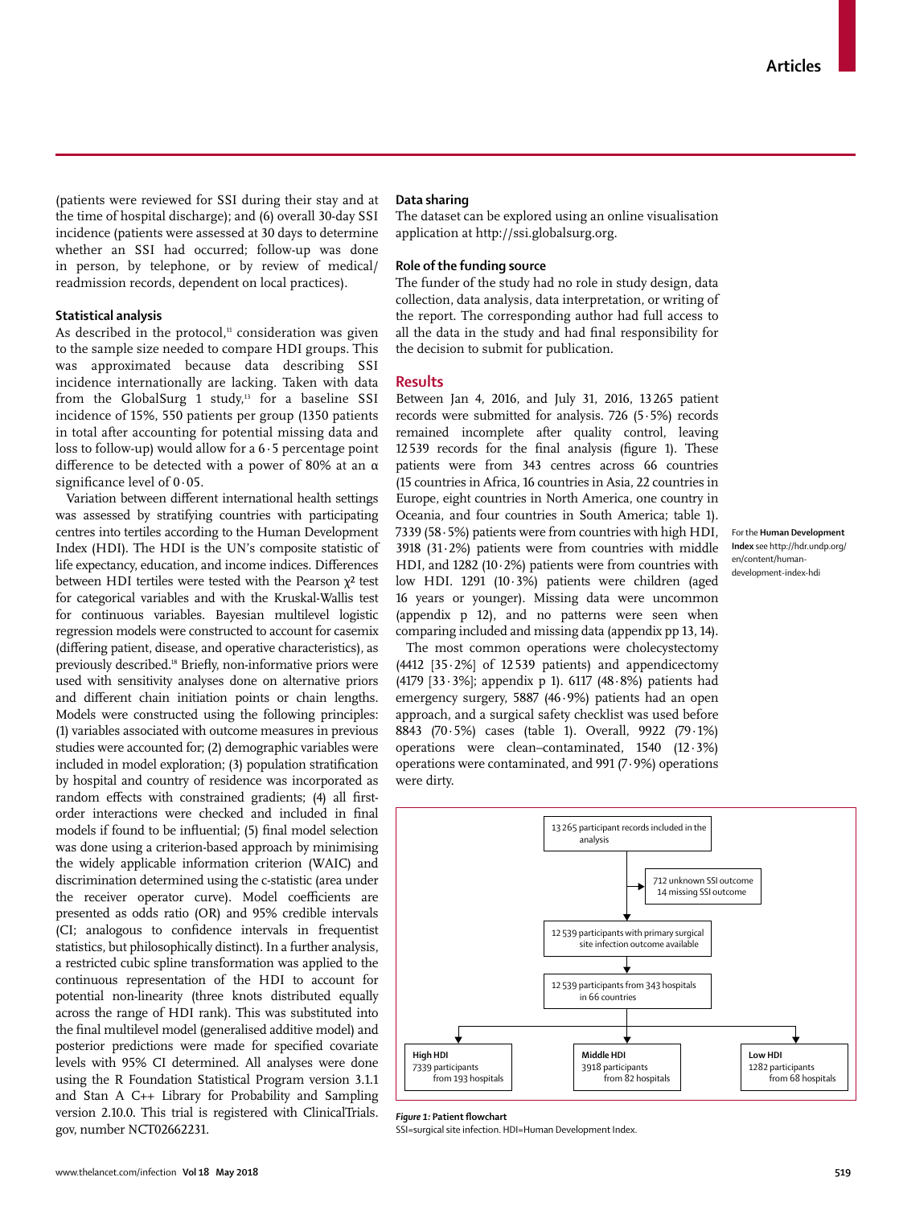(patients were reviewed for SSI during their stay and at the time of hospital discharge); and (6) overall 30-day SSI incidence (patients were assessed at 30 days to determine whether an SSI had occurred; follow-up was done in person, by telephone, or by review of medical/readmission records, dependent on local practices).

### Statistical analysis

As described in the protocol,[11] consideration was given to the sample size needed to compare HDI groups. This was approximated because data describing SSI incidence internationally are lacking. Taken with data from the GlobalSurg 1 study,[13] for a baseline SSI incidence of 15%, 550 patients per group (1350 patients in total after accounting for potential missing data and loss to follow-up) would allow for a 6·5 percentage point difference to be detected with a power of 80% at an α significance level of 0·05.

Variation between different international health settings was assessed by stratifying countries with participating centres into tertiles according to the Human Development Index (HDI). The HDI is the UN's composite statistic of life expectancy, education, and income indices. Differences between HDI tertiles were tested with the Pearson $\chi^2$ test for categorical variables and with the Kruskal-Wallis test for continuous variables. Bayesian multilevel logistic regression models were constructed to account for casemix (differing patient, disease, and operative characteristics), as previously described.[18] Briefly, non-informative priors were used with sensitivity analyses done on alternative priors and different chain initiation points or chain lengths. Models were constructed using the following principles: (1) variables associated with outcome measures in previous studies were accounted for; (2) demographic variables were included in model exploration; (3) population stratification by hospital and country of residence was incorporated as random effects with constrained gradients; (4) all first-order interactions were checked and included in final models if found to be influential; (5) final model selection was done using a criterion-based approach by minimising the widely applicable information criterion (WAIC) and discrimination determined using the c-statistic (area under the receiver operator curve). Model coefficients are presented as odds ratio (OR) and 95% credible intervals (CI; analogous to confidence intervals in frequentist statistics, but philosophically distinct). In a further analysis, a restricted cubic spline transformation was applied to the continuous representation of the HDI to account for potential non-linearity (three knots distributed equally across the range of HDI rank). This was substituted into the final multilevel model (generalised additive model) and posterior predictions were made for specified covariate levels with 95% CI determined. All analyses were done using the R Foundation Statistical Program version 3.1.1 and Stan A C++ Library for Probability and Sampling version 2.10.0. This trial is registered with ClinicalTrials.gov, number NCT02662231.

### Data sharing

The dataset can be explored using an online visualisation application at http://ssi.globalsurg.org.

### Role of the funding source

The funder of the study had no role in study design, data collection, data analysis, data interpretation, or writing of the report. The corresponding author had full access to all the data in the study and had final responsibility for the decision to submit for publication.

## Results

Between Jan 4, 2016, and July 31, 2016, 13 265 patient records were submitted for analysis. 726 (5·5%) records remained incomplete after quality control, leaving 12 539 records for the final analysis (figure 1). These patients were from 343 centres across 66 countries (15 countries in Africa, 16 countries in Asia, 22 countries in Europe, eight countries in North America, one country in Oceania, and four countries in South America; table 1). 7339 (58·5%) patients were from countries with high HDI, 3918 (31·2%) patients were from countries with middle HDI, and 1282 (10·2%) patients were from countries with low HDI. 1291 (10·3%) patients were children (aged 16 years or younger). Missing data were uncommon (appendix p 12), and no patterns were seen when comparing included and missing data (appendix pp 13, 14).

For the **Human Development Index** see http://hdr.undp.org/en/content/human-development-index-hdi

The most common operations were cholecystectomy (4412 [35·2%] of 12 539 patients) and appendicectomy (4179 [33·3%]; appendix p 1). 6117 (48·8%) patients had emergency surgery, 5887 (46·9%) patients had an open approach, and a surgical safety checklist was used before 8843 (70·5%) cases (table 1). Overall, 9922 (79·1%) operations were clean–contaminated, 1540 (12·3%) operations were contaminated, and 991 (7·9%) operations were dirty.

13 265 participant records included in the analysis
→ 712 unknown SSI outcome; 14 missing SSI outcome
→ 12 539 participants with primary surgical site infection outcome available
→ 12 539 participants from 343 hospitals in 66 countries
→ **High HDI**: 7339 participants from 193 hospitals | **Middle HDI**: 3918 participants from 82 hospitals | **Low HDI**: 1282 participants from 68 hospitals

*Figure 1:* **Patient flowchart**
SSI=surgical site infection. HDI=Human Development Index.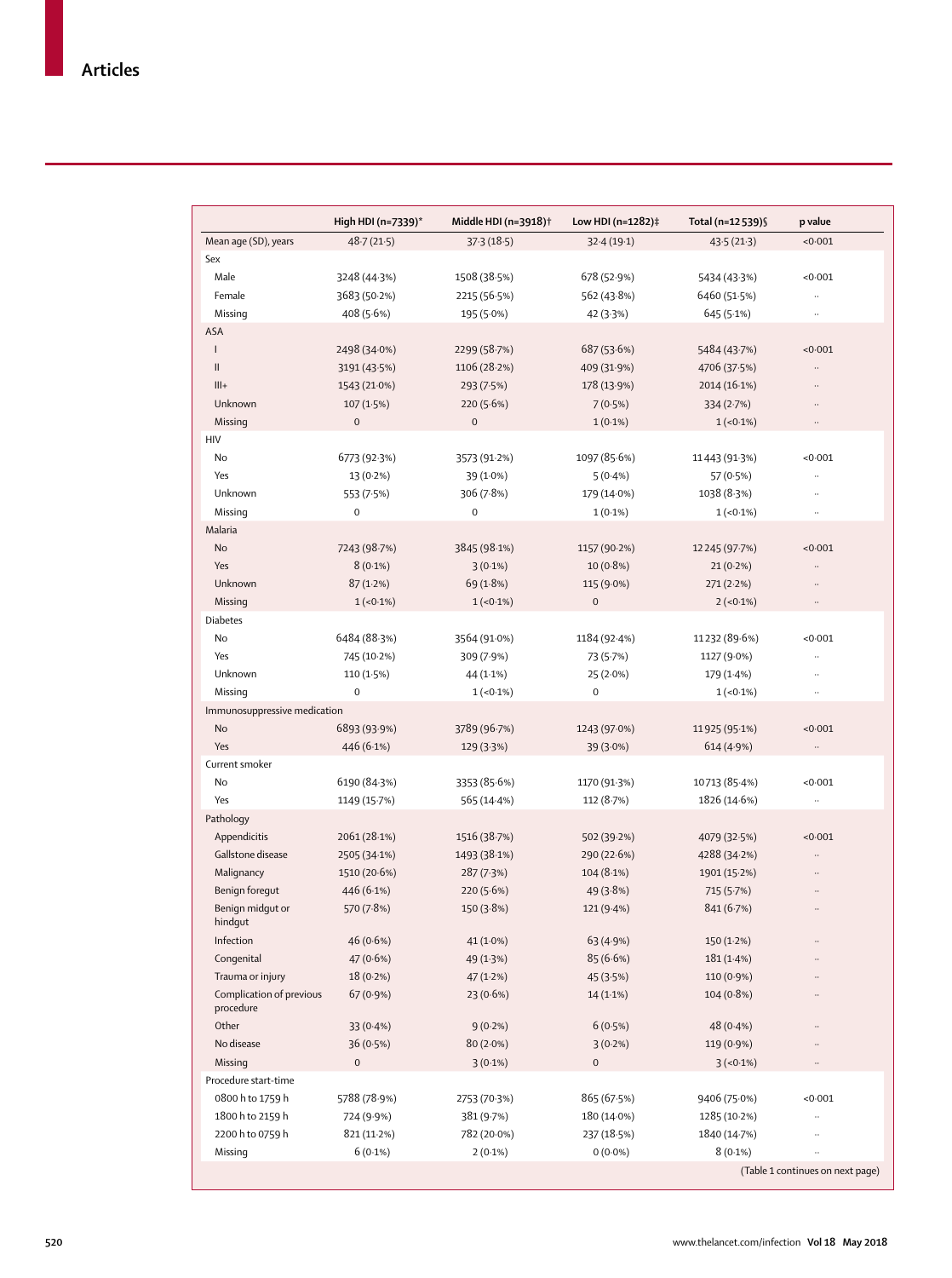| | High HDI (n=7339)* | Middle HDI (n=3918)† | Low HDI (n=1282)‡ | Total (n=12 539)§ | p value |
|---|---|---|---|---|---|
| Mean age (SD), years | 48·7 (21·5) | 37·3 (18·5) | 32·4 (19·1) | 43·5 (21·3) | <0·001 |
| Sex | | | | | |
| Male | 3248 (44·3%) | 1508 (38·5%) | 678 (52·9%) | 5434 (43·3%) | <0·001 |
| Female | 3683 (50·2%) | 2215 (56·5%) | 562 (43·8%) | 6460 (51·5%) | .. |
| Missing | 408 (5·6%) | 195 (5·0%) | 42 (3·3%) | 645 (5·1%) | .. |
| ASA | | | | | |
| I | 2498 (34·0%) | 2299 (58·7%) | 687 (53·6%) | 5484 (43·7%) | <0·001 |
| II | 3191 (43·5%) | 1106 (28·2%) | 409 (31·9%) | 4706 (37·5%) | .. |
| III+ | 1543 (21·0%) | 293 (7·5%) | 178 (13·9%) | 2014 (16·1%) | .. |
| Unknown | 107 (1·5%) | 220 (5·6%) | 7 (0·5%) | 334 (2·7%) | .. |
| Missing | 0 | 0 | 1 (0·1%) | 1 (<0·1%) | .. |
| HIV | | | | | |
| No | 6773 (92·3%) | 3573 (91·2%) | 1097 (85·6%) | 11 443 (91·3%) | <0·001 |
| Yes | 13 (0·2%) | 39 (1·0%) | 5 (0·4%) | 57 (0·5%) | .. |
| Unknown | 553 (7·5%) | 306 (7·8%) | 179 (14·0%) | 1038 (8·3%) | .. |
| Missing | 0 | 0 | 1 (0·1%) | 1 (<0·1%) | .. |
| Malaria | | | | | |
| No | 7243 (98·7%) | 3845 (98·1%) | 1157 (90·2%) | 12 245 (97·7%) | <0·001 |
| Yes | 8 (0·1%) | 3 (0·1%) | 10 (0·8%) | 21 (0·2%) | .. |
| Unknown | 87 (1·2%) | 69 (1·8%) | 115 (9·0%) | 271 (2·2%) | .. |
| Missing | 1 (<0·1%) | 1 (<0·1%) | 0 | 2 (<0·1%) | .. |
| Diabetes | | | | | |
| No | 6484 (88·3%) | 3564 (91·0%) | 1184 (92·4%) | 11 232 (89·6%) | <0·001 |
| Yes | 745 (10·2%) | 309 (7·9%) | 73 (5·7%) | 1127 (9·0%) | .. |
| Unknown | 110 (1·5%) | 44 (1·1%) | 25 (2·0%) | 179 (1·4%) | .. |
| Missing | 0 | 1 (<0·1%) | 0 | 1 (<0·1%) | .. |
| Immunosuppressive medication | | | | | |
| No | 6893 (93·9%) | 3789 (96·7%) | 1243 (97·0%) | 11 925 (95·1%) | <0·001 |
| Yes | 446 (6·1%) | 129 (3·3%) | 39 (3·0%) | 614 (4·9%) | .. |
| Current smoker | | | | | |
| No | 6190 (84·3%) | 3353 (85·6%) | 1170 (91·3%) | 10 713 (85·4%) | <0·001 |
| Yes | 1149 (15·7%) | 565 (14·4%) | 112 (8·7%) | 1826 (14·6%) | .. |
| Pathology | | | | | |
| Appendicitis | 2061 (28·1%) | 1516 (38·7%) | 502 (39·2%) | 4079 (32·5%) | <0·001 |
| Gallstone disease | 2505 (34·1%) | 1493 (38·1%) | 290 (22·6%) | 4288 (34·2%) | .. |
| Malignancy | 1510 (20·6%) | 287 (7·3%) | 104 (8·1%) | 1901 (15·2%) | .. |
| Benign foregut | 446 (6·1%) | 220 (5·6%) | 49 (3·8%) | 715 (5·7%) | .. |
| Benign midgut or hindgut | 570 (7·8%) | 150 (3·8%) | 121 (9·4%) | 841 (6·7%) | .. |
| Infection | 46 (0·6%) | 41 (1·0%) | 63 (4·9%) | 150 (1·2%) | .. |
| Congenital | 47 (0·6%) | 49 (1·3%) | 85 (6·6%) | 181 (1·4%) | .. |
| Trauma or injury | 18 (0·2%) | 47 (1·2%) | 45 (3·5%) | 110 (0·9%) | .. |
| Complication of previous procedure | 67 (0·9%) | 23 (0·6%) | 14 (1·1%) | 104 (0·8%) | .. |
| Other | 33 (0·4%) | 9 (0·2%) | 6 (0·5%) | 48 (0·4%) | .. |
| No disease | 36 (0·5%) | 80 (2·0%) | 3 (0·2%) | 119 (0·9%) | .. |
| Missing | 0 | 3 (0·1%) | 0 | 3 (<0·1%) | .. |
| Procedure start-time | | | | | |
| 0800 h to 1759 h | 5788 (78·9%) | 2753 (70·3%) | 865 (67·5%) | 9406 (75·0%) | <0·001 |
| 1800 h to 2159 h | 724 (9·9%) | 381 (9·7%) | 180 (14·0%) | 1285 (10·2%) | .. |
| 2200 h to 0759 h | 821 (11·2%) | 782 (20·0%) | 237 (18·5%) | 1840 (14·7%) | .. |
| Missing | 6 (0·1%) | 2 (0·1%) | 0 (0·0%) | 8 (0·1%) | .. |

(Table 1 continues on next page)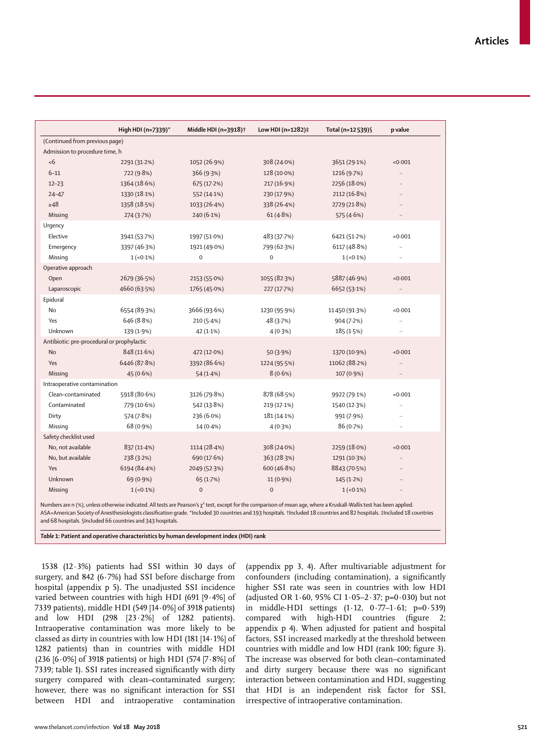| | High HDI (n=7339)* | Middle HDI (n=3918)† | Low HDI (n=1282)‡ | Total (n=12 539)§ | p value |
|---|---|---|---|---|---|
| (Continued from previous page) | | | | | |
| Admission to procedure time, h | | | | | |
| <6 | 2291 (31·2%) | 1052 (26·9%) | 308 (24·0%) | 3651 (29·1%) | <0·001 |
| 6–11 | 722 (9·8%) | 366 (9·3%) | 128 (10·0%) | 1216 (9·7%) | .. |
| 12–23 | 1364 (18·6%) | 675 (17·2%) | 217 (16·9%) | 2256 (18·0%) | .. |
| 24–47 | 1330 (18·1%) | 552 (14·1%) | 230 (17·9%) | 2112 (16·8%) | .. |
| ≥48 | 1358 (18·5%) | 1033 (26·4%) | 338 (26·4%) | 2729 (21·8%) | .. |
| Missing | 274 (3·7%) | 240 (6·1%) | 61 (4·8%) | 575 (4·6%) | .. |
| Urgency | | | | | |
| Elective | 3941 (53·7%) | 1997 (51·0%) | 483 (37·7%) | 6421 (51·2%) | <0·001 |
| Emergency | 3397 (46·3%) | 1921 (49·0%) | 799 (62·3%) | 6117 (48·8%) | .. |
| Missing | 1 (<0·1%) | 0 | 0 | 1 (<0·1%) | .. |
| Operative approach | | | | | |
| Open | 2679 (36·5%) | 2153 (55·0%) | 1055 (82·3%) | 5887 (46·9%) | <0·001 |
| Laparoscopic | 4660 (63·5%) | 1765 (45·0%) | 227 (17·7%) | 6652 (53·1%) | .. |
| Epidural | | | | | |
| No | 6554 (89·3%) | 3666 (93·6%) | 1230 (95·9%) | 11 450 (91·3%) | <0·001 |
| Yes | 646 (8·8%) | 210 (5·4%) | 48 (3·7%) | 904 (7·2%) | .. |
| Unknown | 139 (1·9%) | 42 (1·1%) | 4 (0·3%) | 185 (1·5%) | .. |
| Antibiotic: pre-procedural or prophylactic | | | | | |
| No | 848 (11·6%) | 472 (12·0%) | 50 (3·9%) | 1370 (10·9%) | <0·001 |
| Yes | 6446 (87·8%) | 3392 (86·6%) | 1224 (95·5%) | 11 062 (88·2%) | .. |
| Missing | 45 (0·6%) | 54 (1·4%) | 8 (0·6%) | 107 (0·9%) | .. |
| Intraoperative contamination | | | | | |
| Clean–contaminated | 5918 (80·6%) | 3126 (79·8%) | 878 (68·5%) | 9922 (79·1%) | <0·001 |
| Contaminated | 779 (10·6%) | 542 (13·8%) | 219 (17·1%) | 1540 (12·3%) | .. |
| Dirty | 574 (7·8%) | 236 (6·0%) | 181 (14·1%) | 991 (7·9%) | .. |
| Missing | 68 (0·9%) | 14 (0·4%) | 4 (0·3%) | 86 (0·7%) | .. |
| Safety checklist used | | | | | |
| No, not available | 837 (11·4%) | 1114 (28·4%) | 308 (24·0%) | 2259 (18·0%) | <0·001 |
| No, but available | 238 (3·2%) | 690 (17·6%) | 363 (28·3%) | 1291 (10·3%) | .. |
| Yes | 6194 (84·4%) | 2049 (52·3%) | 600 (46·8%) | 8843 (70·5%) | .. |
| Unknown | 69 (0·9%) | 65 (1·7%) | 11 (0·9%) | 145 (1·2%) | .. |
| Missing | 1 (<0·1%) | 0 | 0 | 1 (<0·1%) | .. |

Numbers are n (%), unless otherwise indicated. All tests are Pearson's $\chi^2$ test, except for the comparison of mean age, where a Kruskall-Wallis test has been applied. ASA=American Society of Anesthesiologists classification grade. *Included 30 countries and 193 hospitals. †Included 18 countries and 82 hospitals. ‡Included 18 countries and 68 hospitals. §Included 66 countries and 343 hospitals.

**Table 1: Patient and operative characteristics by human development index (HDI) rank**

1538 (12·3%) patients had SSI within 30 days of surgery, and 842 (6·7%) had SSI before discharge from hospital (appendix p 5). The unadjusted SSI incidence varied between countries with high HDI (691 [9·4%] of 7339 patients), middle HDI (549 [14·0%] of 3918 patients) and low HDI (298 [23·2%] of 1282 patients). Intraoperative contamination was more likely to be classed as dirty in countries with low HDI (181 [14·1%] of 1282 patients) than in countries with middle HDI (236 [6·0%] of 3918 patients) or high HDI (574 [7·8%] of 7339; table 1). SSI rates increased significantly with dirty surgery compared with clean–contaminated surgery; however, there was no significant interaction for SSI between HDI and intraoperative contamination (appendix pp 3, 4). After multivariable adjustment for confounders (including contamination), a significantly higher SSI rate was seen in countries with low HDI (adjusted OR 1·60, 95% CI 1·05–2·37; p=0·030) but not in middle-HDI settings (1·12, 0·77–1·61; p=0·539) compared with high-HDI countries (figure 2; appendix p 4). When adjusted for patient and hospital factors, SSI increased markedly at the threshold between countries with middle and low HDI (rank 100; figure 3). The increase was observed for both clean–contaminated and dirty surgery because there was no significant interaction between contamination and HDI, suggesting that HDI is an independent risk factor for SSI, irrespective of intraoperative contamination.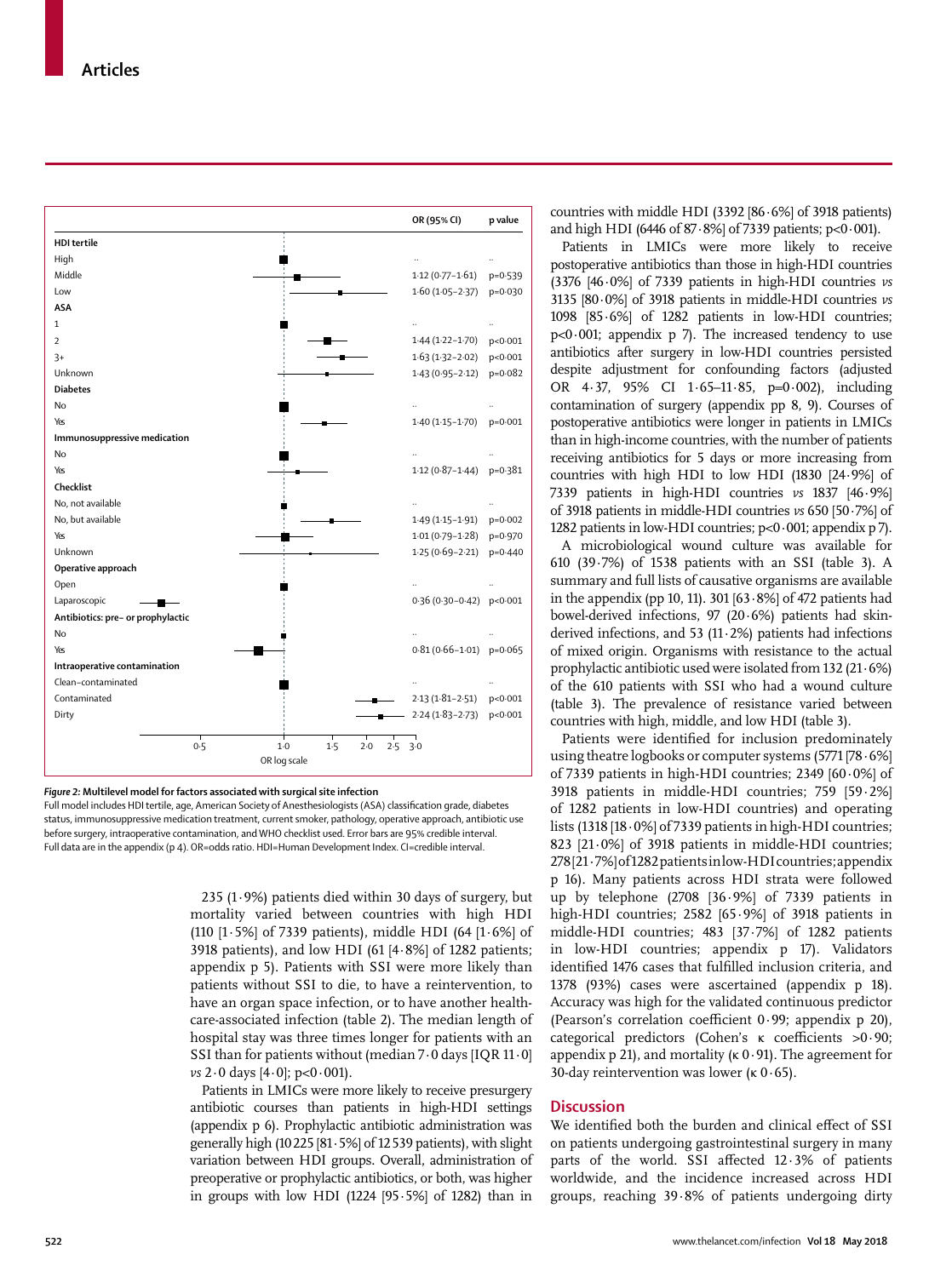| | OR (95% CI) | p value |
|---|---|---|
| **HDI tertile** | | |
| High | .. | .. |
| Middle | 1·12 (0·77–1·61) | p=0·539 |
| Low | 1·60 (1·05–2·37) | p=0·030 |
| **ASA** | | |
| 1 | .. | .. |
| 2 | 1·44 (1·22–1·70) | p<0·001 |
| 3+ | 1·63 (1·32–2·02) | p<0·001 |
| Unknown | 1·43 (0·95–2·12) | p=0·082 |
| **Diabetes** | | |
| No | .. | .. |
| Yes | 1·40 (1·15–1·70) | p=0·001 |
| **Immunosuppressive medication** | | |
| No | .. | .. |
| Yes | 1·12 (0·87–1·44) | p=0·381 |
| **Checklist** | | |
| No, not available | .. | .. |
| No, but available | 1·49 (1·15–1·91) | p=0·002 |
| Yes | 1·01 (0·79–1·28) | p=0·970 |
| Unknown | 1·25 (0·69–2·21) | p=0·440 |
| **Operative approach** | | |
| Open | .. | .. |
| Laparoscopic | 0·36 (0·30–0·42) | p<0·001 |
| **Antibiotics: pre– or prophylactic** | | |
| No | .. | .. |
| Yes | 0·81 (0·66–1·01) | p=0·065 |
| **Intraoperative contamination** | | |
| Clean–contaminated | .. | .. |
| Contaminated | 2·13 (1·81–2·51) | p<0·001 |
| Dirty | 2·24 (1·83–2·73) | p<0·001 |

OR log scale: 0·5, 1·0, 1·5, 2·0, 2·5, 3·0

*Figure 2:* **Multilevel model for factors associated with surgical site infection**
Full model includes HDI tertile, age, American Society of Anesthesiologists (ASA) classification grade, diabetes status, immunosuppressive medication treatment, current smoker, pathology, operative approach, antibiotic use before surgery, intraoperative contamination, and WHO checklist used. Error bars are 95% credible interval. Full data are in the appendix (p 4). OR=odds ratio. HDI=Human Development Index. CI=credible interval.

235 (1·9%) patients died within 30 days of surgery, but mortality varied between countries with high HDI (110 [1·5%] of 7339 patients), middle HDI (64 [1·6%] of 3918 patients), and low HDI (61 [4·8%] of 1282 patients; appendix p 5). Patients with SSI were more likely than patients without SSI to die, to have a reintervention, to have an organ space infection, or to have another health-care-associated infection (table 2). The median length of hospital stay was three times longer for patients with an SSI than for patients without (median 7·0 days [IQR 11·0] *vs* 2·0 days [4·0]; p<0·001).

Patients in LMICs were more likely to receive presurgery antibiotic courses than patients in high-HDI settings (appendix p 6). Prophylactic antibiotic administration was generally high (10 225 [81·5%] of 12 539 patients), with slight variation between HDI groups. Overall, administration of preoperative or prophylactic antibiotics, or both, was higher in groups with low HDI (1224 [95·5%] of 1282) than in countries with middle HDI (3392 [86·6%] of 3918 patients) and high HDI (6446 of 87·8%] of 7339 patients; p<0·001).

Patients in LMICs were more likely to receive postoperative antibiotics than those in high-HDI countries (3376 [46·0%] of 7339 patients in high-HDI countries *vs* 3135 [80·0%] of 3918 patients in middle-HDI countries *vs* 1098 [85·6%] of 1282 patients in low-HDI countries; p<0·001; appendix p 7). The increased tendency to use antibiotics after surgery in low-HDI countries persisted despite adjustment for confounding factors (adjusted OR 4·37, 95% CI 1·65–11·85, p=0·002), including contamination of surgery (appendix pp 8, 9). Courses of postoperative antibiotics were longer in patients in LMICs than in high-income countries, with the number of patients receiving antibiotics for 5 days or more increasing from countries with high HDI to low HDI (1830 [24·9%] of 7339 patients in high-HDI countries *vs* 1837 [46·9%] of 3918 patients in middle-HDI countries *vs* 650 [50·7%] of 1282 patients in low-HDI countries; p<0·001; appendix p 7).

A microbiological wound culture was available for 610 (39·7%) of 1538 patients with an SSI (table 3). A summary and full lists of causative organisms are available in the appendix (pp 10, 11). 301 [63·8%] of 472 patients had bowel-derived infections, 97 (20·6%) patients had skin-derived infections, and 53 (11·2%) patients had infections of mixed origin. Organisms with resistance to the actual prophylactic antibiotic used were isolated from 132 (21·6%) of the 610 patients with SSI who had a wound culture (table 3). The prevalence of resistance varied between countries with high, middle, and low HDI (table 3).

Patients were identified for inclusion predominately using theatre logbooks or computer systems (5771 [78·6%] of 7339 patients in high-HDI countries; 2349 [60·0%] of 3918 patients in middle-HDI countries; 759 [59·2%] of 1282 patients in low-HDI countries) and operating lists (1318 [18·0%] of 7339 patients in high-HDI countries; 823 [21·0%] of 3918 patients in middle-HDI countries; 278 [21·7%] of 1282 patients in low-HDI countries; appendix p 16). Many patients across HDI strata were followed up by telephone (2708 [36·9%] of 7339 patients in high-HDI countries; 2582 [65·9%] of 3918 patients in middle-HDI countries; 483 [37·7%] of 1282 patients in low-HDI countries; appendix p 17). Validators identified 1476 cases that fulfilled inclusion criteria, and 1378 (93%) cases were ascertained (appendix p 18). Accuracy was high for the validated continuous predictor (Pearson's correlation coefficient 0·99; appendix p 20), categorical predictors (Cohen's κ coefficients >0·90; appendix p 21), and mortality (κ 0·91). The agreement for 30-day reintervention was lower (κ 0·65).

## Discussion

We identified both the burden and clinical effect of SSI on patients undergoing gastrointestinal surgery in many parts of the world. SSI affected 12·3% of patients worldwide, and the incidence increased across HDI groups, reaching 39·8% of patients undergoing dirty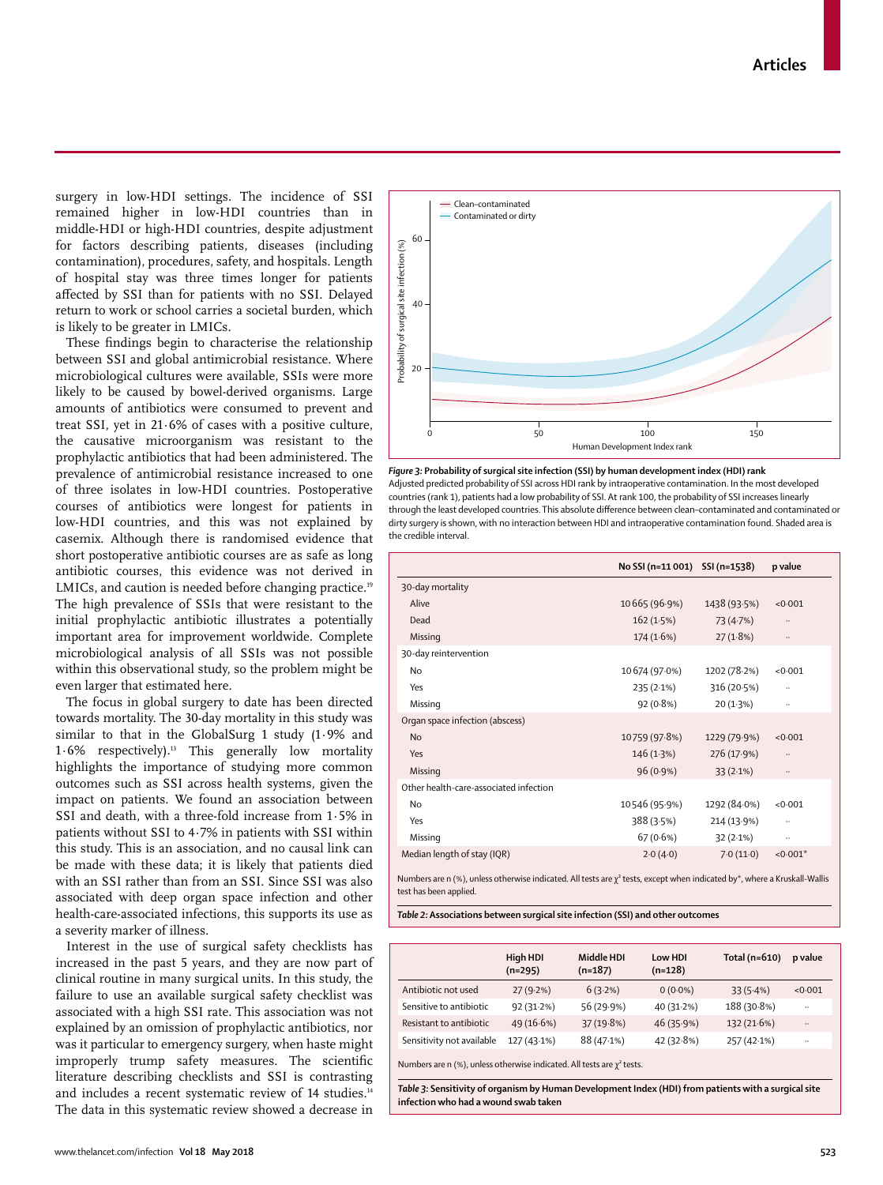surgery in low-HDI settings. The incidence of SSI remained higher in low-HDI countries than in middle-HDI or high-HDI countries, despite adjustment for factors describing patients, diseases (including contamination), procedures, safety, and hospitals. Length of hospital stay was three times longer for patients affected by SSI than for patients with no SSI. Delayed return to work or school carries a societal burden, which is likely to be greater in LMICs.

These findings begin to characterise the relationship between SSI and global antimicrobial resistance. Where microbiological cultures were available, SSIs were more likely to be caused by bowel-derived organisms. Large amounts of antibiotics were consumed to prevent and treat SSI, yet in 21·6% of cases with a positive culture, the causative microorganism was resistant to the prophylactic antibiotics that had been administered. The prevalence of antimicrobial resistance increased to one of three isolates in low-HDI countries. Postoperative courses of antibiotics were longest for patients in low-HDI countries, and this was not explained by casemix. Although there is randomised evidence that short postoperative antibiotic courses are as safe as long antibiotic courses, this evidence was not derived in LMICs, and caution is needed before changing practice.[19] The high prevalence of SSIs that were resistant to the initial prophylactic antibiotic illustrates a potentially important area for improvement worldwide. Complete microbiological analysis of all SSIs was not possible within this observational study, so the problem might be even larger that estimated here.

The focus in global surgery to date has been directed towards mortality. The 30-day mortality in this study was similar to that in the GlobalSurg 1 study (1·9% and 1·6% respectively).[13] This generally low mortality highlights the importance of studying more common outcomes such as SSI across health systems, given the impact on patients. We found an association between SSI and death, with a three-fold increase from 1·5% in patients without SSI to 4·7% in patients with SSI within this study. This is an association, and no causal link can be made with these data; it is likely that patients died with an SSI rather than from an SSI. Since SSI was also associated with deep organ space infection and other health-care-associated infections, this supports its use as a severity marker of illness.

Interest in the use of surgical safety checklists has increased in the past 5 years, and they are now part of clinical routine in many surgical units. In this study, the failure to use an available surgical safety checklist was associated with a high SSI rate. This association was not explained by an omission of prophylactic antibiotics, nor was it particular to emergency surgery, when haste might improperly trump safety measures. The scientific literature describing checklists and SSI is contrasting and includes a recent systematic review of 14 studies.[14] The data in this systematic review showed a decrease in

***Figure 3:* Probability of surgical site infection (SSI) by human development index (HDI) rank**
Adjusted predicted probability of SSI across HDI rank by intraoperative contamination. In the most developed countries (rank 1), patients had a low probability of SSI. At rank 100, the probability of SSI increases linearly through the least developed countries. This absolute difference between clean-contaminated and contaminated or dirty surgery is shown, with no interaction between HDI and intraoperative contamination found. Shaded area is the credible interval.

| | No SSI (n=11 001) | SSI (n=1538) | p value |
|---|---|---|---|
| 30-day mortality | | | |
| Alive | 10 665 (96·9%) | 1438 (93·5%) | <0·001 |
| Dead | 162 (1·5%) | 73 (4·7%) | .. |
| Missing | 174 (1·6%) | 27 (1·8%) | .. |
| 30-day reintervention | | | |
| No | 10 674 (97·0%) | 1202 (78·2%) | <0·001 |
| Yes | 235 (2·1%) | 316 (20·5%) | .. |
| Missing | 92 (0·8%) | 20 (1·3%) | .. |
| Organ space infection (abscess) | | | |
| No | 10 759 (97·8%) | 1229 (79·9%) | <0·001 |
| Yes | 146 (1·3%) | 276 (17·9%) | .. |
| Missing | 96 (0·9%) | 33 (2·1%) | .. |
| Other health-care-associated infection | | | |
| No | 10 546 (95·9%) | 1292 (84·0%) | <0·001 |
| Yes | 388 (3·5%) | 214 (13·9%) | .. |
| Missing | 67 (0·6%) | 32 (2·1%) | .. |
| Median length of stay (IQR) | 2·0 (4·0) | 7·0 (11·0) | <0·001* |

Numbers are n (%), unless otherwise indicated. All tests are $\chi^2$ tests, except when indicated by*, where a Kruskall-Wallis test has been applied.

***Table 2:* Associations between surgical site infection (SSI) and other outcomes**

| | High HDI (n=295) | Middle HDI (n=187) | Low HDI (n=128) | Total (n=610) | p value |
|---|---|---|---|---|---|
| Antibiotic not used | 27 (9·2%) | 6 (3·2%) | 0 (0·0%) | 33 (5·4%) | <0·001 |
| Sensitive to antibiotic | 92 (31·2%) | 56 (29·9%) | 40 (31·2%) | 188 (30·8%) | .. |
| Resistant to antibiotic | 49 (16·6%) | 37 (19·8%) | 46 (35·9%) | 132 (21·6%) | .. |
| Sensitivity not available | 127 (43·1%) | 88 (47·1%) | 42 (32·8%) | 257 (42·1%) | .. |

Numbers are n (%), unless otherwise indicated. All tests are $\chi^2$ tests.

***Table 3:* Sensitivity of organism by Human Development Index (HDI) from patients with a surgical site infection who had a wound swab taken**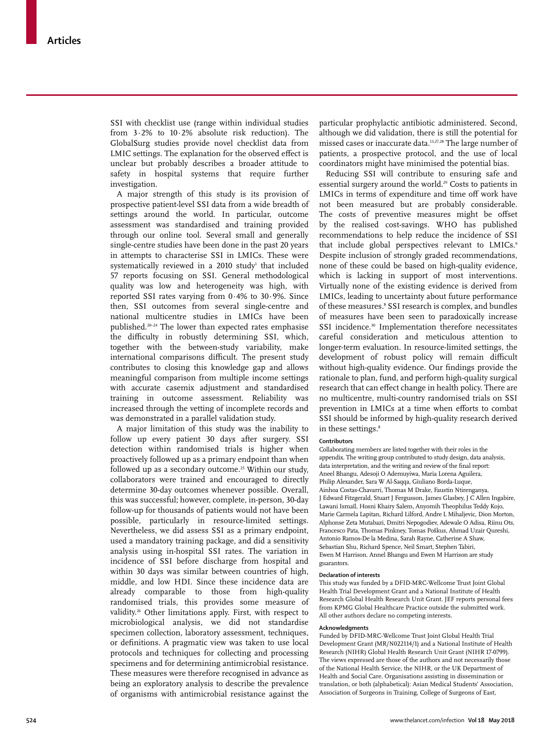SSI with checklist use (range within individual studies from 3·2% to 10·2% absolute risk reduction). The GlobalSurg studies provide novel checklist data from LMIC settings. The explanation for the observed effect is unclear but probably describes a broader attitude to safety in hospital systems that require further investigation.

A major strength of this study is its provision of prospective patient-level SSI data from a wide breadth of settings around the world. In particular, outcome assessment was standardised and training provided through our online tool. Several small and generally single-centre studies have been done in the past 20 years in attempts to characterise SSI in LMICs. These were systematically reviewed in a 2010 study[1] that included 57 reports focusing on SSI. General methodological quality was low and heterogeneity was high, with reported SSI rates varying from 0·4% to 30·9%. Since then, SSI outcomes from several single-centre and national multicentre studies in LMICs have been published.[20–24] The lower than expected rates emphasise the difficulty in robustly determining SSI, which, together with the between-study variability, make international comparisons difficult. The present study contributes to closing this knowledge gap and allows meaningful comparison from multiple income settings with accurate casemix adjustment and standardised training in outcome assessment. Reliability was increased through the vetting of incomplete records and was demonstrated in a parallel validation study.

A major limitation of this study was the inability to follow up every patient 30 days after surgery. SSI detection within randomised trials is higher when proactively followed up as a primary endpoint than when followed up as a secondary outcome.[25] Within our study, collaborators were trained and encouraged to directly determine 30-day outcomes whenever possible. Overall, this was successful; however, complete, in-person, 30-day follow-up for thousands of patients would not have been possible, particularly in resource-limited settings. Nevertheless, we did assess SSI as a primary endpoint, used a mandatory training package, and did a sensitivity analysis using in-hospital SSI rates. The variation in incidence of SSI before discharge from hospital and within 30 days was similar between countries of high, middle, and low HDI. Since these incidence data are already comparable to those from high-quality randomised trials, this provides some measure of validity.[26] Other limitations apply. First, with respect to microbiological analysis, we did not standardise specimen collection, laboratory assessment, techniques, or definitions. A pragmatic view was taken to use local protocols and techniques for collecting and processing specimens and for determining antimicrobial resistance. These measures were therefore recognised in advance as being an exploratory analysis to describe the prevalence of organisms with antimicrobial resistance against the particular prophylactic antibiotic administered. Second, although we did validation, there is still the potential for missed cases or inaccurate data.[13,27,28] The large number of patients, a prospective protocol, and the use of local coordinators might have minimised the potential bias.

Reducing SSI will contribute to ensuring safe and essential surgery around the world.[29] Costs to patients in LMICs in terms of expenditure and time off work have not been measured but are probably considerable. The costs of preventive measures might be offset by the realised cost-savings. WHO has published recommendations to help reduce the incidence of SSI that include global perspectives relevant to LMICs.[9] Despite inclusion of strongly graded recommendations, none of these could be based on high-quality evidence, which is lacking in support of most interventions. Virtually none of the existing evidence is derived from LMICs, leading to uncertainty about future performance of these measures.[8] SSI research is complex, and bundles of measures have been seen to paradoxically increase SSI incidence.[30] Implementation therefore necessitates careful consideration and meticulous attention to longer-term evaluation. In resource-limited settings, the development of robust policy will remain difficult without high-quality evidence. Our findings provide the rationale to plan, fund, and perform high-quality surgical research that can effect change in health policy. There are no multicentre, multi-country randomised trials on SSI prevention in LMICs at a time when efforts to combat SSI should be informed by high-quality research derived in these settings.[8]

#### Contributors

Collaborating members are listed together with their roles in the appendix. The writing group contributed to study design, data analysis, data interpretation, and the writing and review of the final report: Aneel Bhangu, Adesoji O Ademuyiwa, Maria Lorena Aguilera, Philip Alexander, Sara W Al-Saqqa, Giuliano Borda-Luque, Ainhoa Costas-Chavarri, Thomas M Drake, Faustin Ntirenganya, J Edward Fitzgerald, Stuart J Fergusson, James Glasbey, J C Allen Ingabire, Lawani Ismail, Hosni Khairy Salem, Anyomih Theophilus Teddy Kojo, Marie Carmela Lapitan, Richard Lilford, Andre L Mihaljevic, Dion Morton, Alphonse Zeta Mutabazi, Dmitri Nepogodiev, Adewale O Adisa, Riinu Ots, Francesco Pata, Thomas Pinkney, Tomas Poškus, Ahmad Uzair Qureshi, Antonio Ramos-De la Medina, Sarah Rayne, Catherine A Shaw, Sebastian Shu, Richard Spence, Neil Smart, Stephen Tabiri, Ewen M Harrison. Anneel Bhangu and Ewen M Harrison are study guarantors.

#### Declaration of interests

This study was funded by a DFID-MRC-Wellcome Trust Joint Global Health Trial Development Grant and a National Institute of Health Research Global Health Research Unit Grant. JEF reports personal fees from KPMG Global Healthcare Practice outside the submitted work. All other authors declare no competing interests.

#### Acknowledgments

Funded by DFID-MRC-Wellcome Trust Joint Global Health Trial Development Grant (MR/N022114/1) and a National Institute of Health Research (NIHR) Global Health Research Unit Grant (NIHR 17-0799). The views expressed are those of the authors and not necessarily those of the National Health Service, the NIHR, or the UK Department of Health and Social Care. Organisations assisting in dissemination or translation, or both (alphabetical): Asian Medical Students' Association, Association of Surgeons in Training, College of Surgeons of East,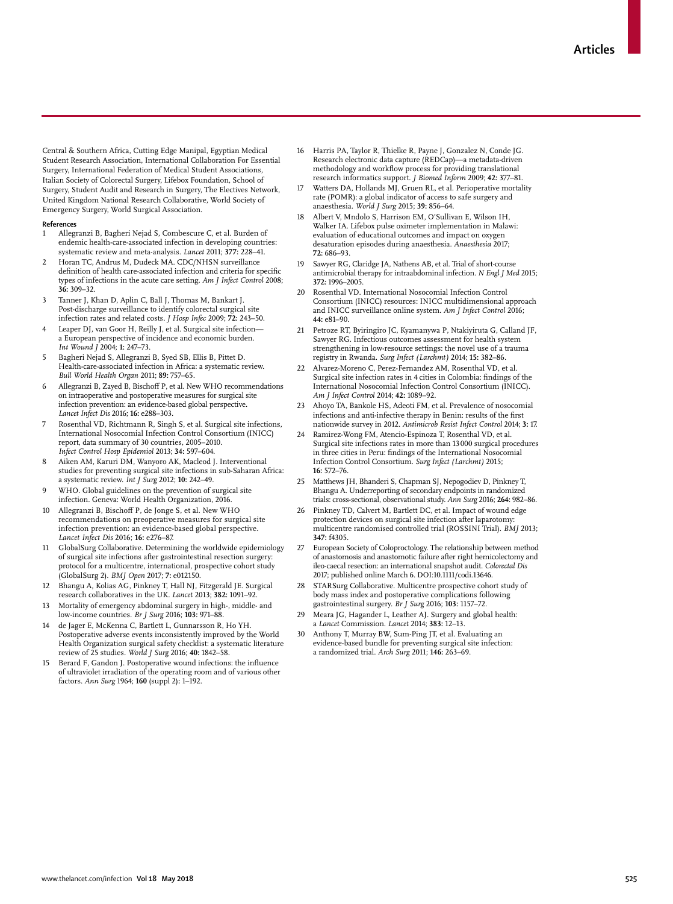Central & Southern Africa, Cutting Edge Manipal, Egyptian Medical Student Research Association, International Collaboration For Essential Surgery, International Federation of Medical Student Associations, Italian Society of Colorectal Surgery, Lifebox Foundation, School of Surgery, Student Audit and Research in Surgery, The Electives Network, United Kingdom National Research Collaborative, World Society of Emergency Surgery, World Surgical Association.

**References**

1. Allegranzi B, Bagheri Nejad S, Combescure C, et al. Burden of endemic health-care-associated infection in developing countries: systematic review and meta-analysis. *Lancet* 2011; **377:** 228–41.
2. Horan TC, Andrus M, Dudeck MA. CDC/NHSN surveillance definition of health care-associated infection and criteria for specific types of infections in the acute care setting. *Am J Infect Control* 2008; **36:** 309–32.
3. Tanner J, Khan D, Aplin C, Ball J, Thomas M, Bankart J. Post-discharge surveillance to identify colorectal surgical site infection rates and related costs. *J Hosp Infec* 2009; **72:** 243–50.
4. Leaper DJ, van Goor H, Reilly J, et al. Surgical site infection—a European perspective of incidence and economic burden. *Int Wound J* 2004; **1:** 247–73.
5. Bagheri Nejad S, Allegranzi B, Syed SB, Ellis B, Pittet D. Health-care-associated infection in Africa: a systematic review. *Bull World Health Organ* 2011; **89:** 757–65.
6. Allegranzi B, Zayed B, Bischoff P, et al. New WHO recommendations on intraoperative and postoperative measures for surgical site infection prevention: an evidence-based global perspective. *Lancet Infect Dis* 2016; **16:** e288–303.
7. Rosenthal VD, Richtmann R, Singh S, et al. Surgical site infections, International Nosocomial Infection Control Consortium (INICC) report, data summary of 30 countries, 2005–2010. *Infect Control Hosp Epidemiol* 2013; **34:** 597–604.
8. Aiken AM, Karuri DM, Wanyoro AK, Macleod J. Interventional studies for preventing surgical site infections in sub-Saharan Africa: a systematic review. *Int J Surg* 2012; **10:** 242–49.
9. WHO. Global guidelines on the prevention of surgical site infection. Geneva: World Health Organization, 2016.
10. Allegranzi B, Bischoff P, de Jonge S, et al. New WHO recommendations on preoperative measures for surgical site infection prevention: an evidence-based global perspective. *Lancet Infect Dis* 2016; **16:** e276–87.
11. GlobalSurg Collaborative. Determining the worldwide epidemiology of surgical site infections after gastrointestinal resection surgery: protocol for a multicentre, international, prospective cohort study (GlobalSurg 2). *BMJ Open* 2017; **7:** e012150.
12. Bhangu A, Kolias AG, Pinkney T, Hall NJ, Fitzgerald JE. Surgical research collaboratives in the UK. *Lancet* 2013; **382:** 1091–92.
13. Mortality of emergency abdominal surgery in high-, middle- and low-income countries. *Br J Surg* 2016; **103:** 971–88.
14. de Jager E, McKenna C, Bartlett L, Gunnarsson R, Ho YH. Postoperative adverse events inconsistently improved by the World Health Organization surgical safety checklist: a systematic literature review of 25 studies. *World J Surg* 2016; **40:** 1842–58.
15. Berard F, Gandon J. Postoperative wound infections: the influence of ultraviolet irradiation of the operating room and of various other factors. *Ann Surg* 1964; **160** (suppl 2)**:** 1–192.
16. Harris PA, Taylor R, Thielke R, Payne J, Gonzalez N, Conde JG. Research electronic data capture (REDCap)—a metadata-driven methodology and workflow process for providing translational research informatics support. *J Biomed Inform* 2009; **42:** 377–81.
17. Watters DA, Hollands MJ, Gruen RL, et al. Perioperative mortality rate (POMR): a global indicator of access to safe surgery and anaesthesia. *World J Surg* 2015; **39:** 856–64.
18. Albert V, Mndolo S, Harrison EM, O'Sullivan E, Wilson IH, Walker IA. Lifebox pulse oximeter implementation in Malawi: evaluation of educational outcomes and impact on oxygen desaturation episodes during anaesthesia. *Anaesthesia* 2017; **72:** 686–93.
19. Sawyer RG, Claridge JA, Nathens AB, et al. Trial of short-course antimicrobial therapy for intraabdominal infection. *N Engl J Med* 2015; **372:** 1996–2005.
20. Rosenthal VD. International Nosocomial Infection Control Consortium (INICC) resources: INICC multidimensional approach and INICC surveillance online system. *Am J Infect Control* 2016; **44:** e81–90.
21. Petroze RT, Byiringiro JC, Kyamanywa P, Ntakiyiruta G, Calland JF, Sawyer RG. Infectious outcomes assessment for health system strengthening in low-resource settings: the novel use of a trauma registry in Rwanda. *Surg Infect (Larchmt)* 2014; **15:** 382–86.
22. Alvarez-Moreno C, Perez-Fernandez AM, Rosenthal VD, et al. Surgical site infection rates in 4 cities in Colombia: findings of the International Nosocomial Infection Control Consortium (INICC). *Am J Infect Control* 2014; **42:** 1089–92.
23. Ahoyo TA, Bankole HS, Adeoti FM, et al. Prevalence of nosocomial infections and anti-infective therapy in Benin: results of the first nationwide survey in 2012. *Antimicrob Resist Infect Control* 2014; **3:** 17.
24. Ramirez-Wong FM, Atencio-Espinoza T, Rosenthal VD, et al. Surgical site infections rates in more than 13 000 surgical procedures in three cities in Peru: findings of the International Nosocomial Infection Control Consortium. *Surg Infect (Larchmt)* 2015; **16:** 572–76.
25. Matthews JH, Bhanderi S, Chapman SJ, Nepogodiev D, Pinkney T, Bhangu A. Underreporting of secondary endpoints in randomized trials: cross-sectional, observational study. *Ann Surg* 2016; **264:** 982–86.
26. Pinkney TD, Calvert M, Bartlett DC, et al. Impact of wound edge protection devices on surgical site infection after laparotomy: multicentre randomised controlled trial (ROSSINI Trial). *BMJ* 2013; **347:** f4305.
27. European Society of Coloproctology. The relationship between method of anastomosis and anastomotic failure after right hemicolectomy and ileo-caecal resection: an international snapshot audit. *Colorectal Dis* 2017; published online March 6. DOI:10.1111/codi.13646.
28. STARSurg Collaborative. Multicentre prospective cohort study of body mass index and postoperative complications following gastrointestinal surgery. *Br J Surg* 2016; **103:** 1157–72.
29. Meara JG, Hagander L, Leather AJ. Surgery and global health: a *Lancet* Commission. *Lancet* 2014; **383:** 12–13.
30. Anthony T, Murray BW, Sum-Ping JT, et al. Evaluating an evidence-based bundle for preventing surgical site infection: a randomized trial. *Arch Surg* 2011; **146:** 263–69.